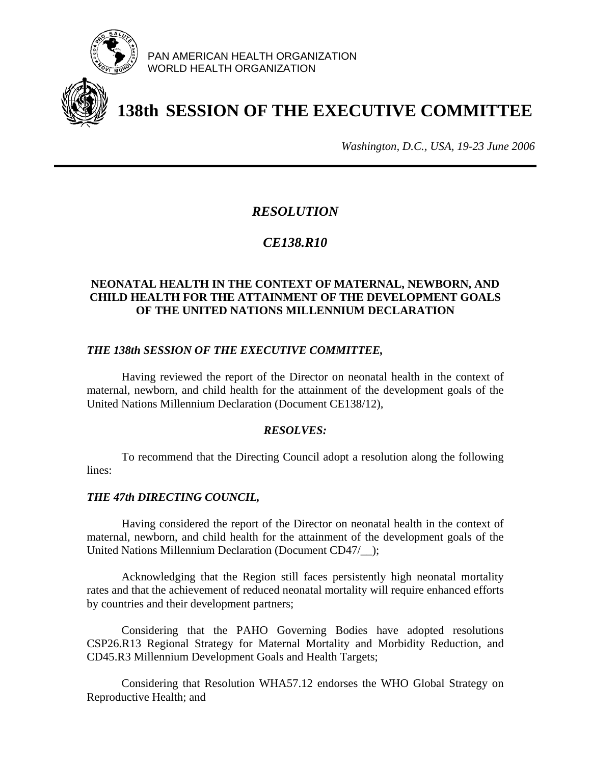PAN AMERICAN HEALTH ORGANIZATION
WORLD HEALTH ORGANIZATION

# 138th SESSION OF THE EXECUTIVE COMMITTEE

*Washington, D.C., USA, 19-23 June 2006*

---

## *RESOLUTION*

## *CE138.R10*

### NEONATAL HEALTH IN THE CONTEXT OF MATERNAL, NEWBORN, AND CHILD HEALTH FOR THE ATTAINMENT OF THE DEVELOPMENT GOALS OF THE UNITED NATIONS MILLENNIUM DECLARATION

***THE 138th SESSION OF THE EXECUTIVE COMMITTEE,***

Having reviewed the report of the Director on neonatal health in the context of maternal, newborn, and child health for the attainment of the development goals of the United Nations Millennium Declaration (Document CE138/12),

***RESOLVES:***

To recommend that the Directing Council adopt a resolution along the following lines:

***THE 47th DIRECTING COUNCIL,***

Having considered the report of the Director on neonatal health in the context of maternal, newborn, and child health for the attainment of the development goals of the United Nations Millennium Declaration (Document CD47/__);

Acknowledging that the Region still faces persistently high neonatal mortality rates and that the achievement of reduced neonatal mortality will require enhanced efforts by countries and their development partners;

Considering that the PAHO Governing Bodies have adopted resolutions CSP26.R13 Regional Strategy for Maternal Mortality and Morbidity Reduction, and CD45.R3 Millennium Development Goals and Health Targets;

Considering that Resolution WHA57.12 endorses the WHO Global Strategy on Reproductive Health; and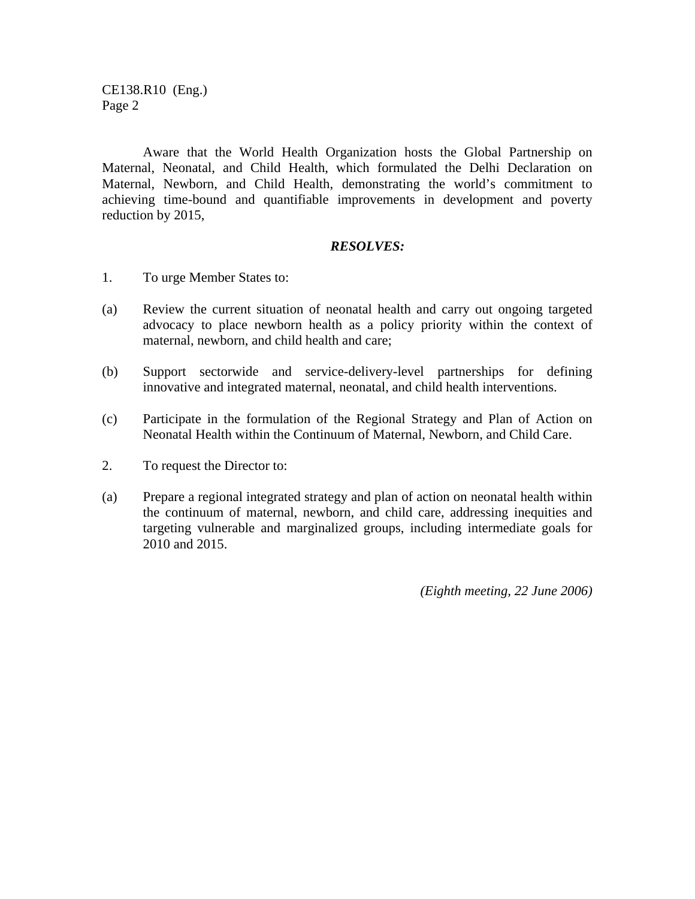Aware that the World Health Organization hosts the Global Partnership on Maternal, Neonatal, and Child Health, which formulated the Delhi Declaration on Maternal, Newborn, and Child Health, demonstrating the world's commitment to achieving time-bound and quantifiable improvements in development and poverty reduction by 2015,

***RESOLVES:***

1. To urge Member States to:

(a) Review the current situation of neonatal health and carry out ongoing targeted advocacy to place newborn health as a policy priority within the context of maternal, newborn, and child health and care;

(b) Support sectorwide and service-delivery-level partnerships for defining innovative and integrated maternal, neonatal, and child health interventions.

(c) Participate in the formulation of the Regional Strategy and Plan of Action on Neonatal Health within the Continuum of Maternal, Newborn, and Child Care.

2. To request the Director to:

(a) Prepare a regional integrated strategy and plan of action on neonatal health within the continuum of maternal, newborn, and child care, addressing inequities and targeting vulnerable and marginalized groups, including intermediate goals for 2010 and 2015.

*(Eighth meeting, 22 June 2006)*